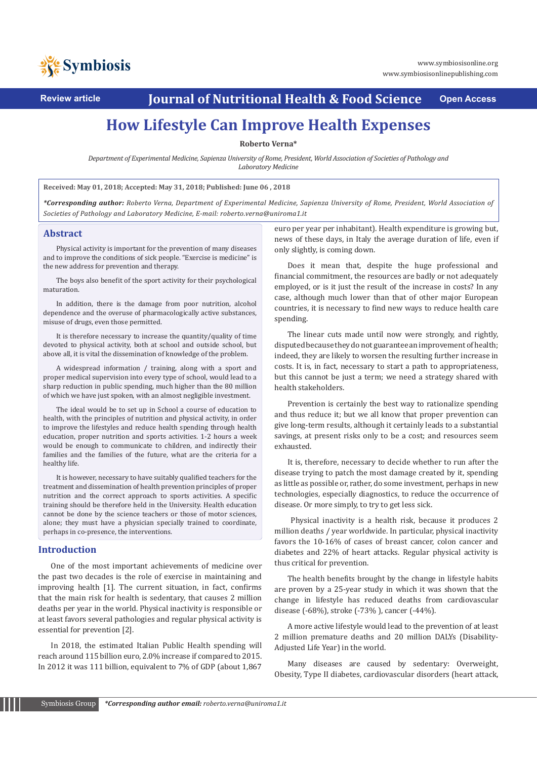Review article

Journal of Nutritional Health & Food Science

Open Access

# How Lifestyle Can Improve Health Expenses

**Roberto Verna***

*Department of Experimental Medicine, Sapienza University of Rome, President, World Association of Societies of Pathology and Laboratory Medicine*

**Received: May 01, 2018; Accepted: May 31, 2018; Published: June 06 , 2018**

***Corresponding author:** *Roberto Verna, Department of Experimental Medicine, Sapienza University of Rome, President, World Association of Societies of Pathology and Laboratory Medicine, E-mail: roberto.verna@uniroma1.it*

## Abstract

Physical activity is important for the prevention of many diseases and to improve the conditions of sick people. "Exercise is medicine" is the new address for prevention and therapy.

The boys also benefit of the sport activity for their psychological maturation.

In addition, there is the damage from poor nutrition, alcohol dependence and the overuse of pharmacologically active substances, misuse of drugs, even those permitted.

It is therefore necessary to increase the quantity/quality of time devoted to physical activity, both at school and outside school, but above all, it is vital the dissemination of knowledge of the problem.

A widespread information / training, along with a sport and proper medical supervision into every type of school, would lead to a sharp reduction in public spending, much higher than the 80 million of which we have just spoken, with an almost negligible investment.

The ideal would be to set up in School a course of education to health, with the principles of nutrition and physical activity, in order to improve the lifestyles and reduce health spending through health education, proper nutrition and sports activities. 1-2 hours a week would be enough to communicate to children, and indirectly their families and the families of the future, what are the criteria for a healthy life.

It is however, necessary to have suitably qualified teachers for the treatment and dissemination of health prevention principles of proper nutrition and the correct approach to sports activities. A specific training should be therefore held in the University. Health education cannot be done by the science teachers or those of motor sciences, alone; they must have a physician specially trained to coordinate, perhaps in co-presence, the interventions.

## Introduction

One of the most important achievements of medicine over the past two decades is the role of exercise in maintaining and improving health [1]. The current situation, in fact, confirms that the main risk for health is sedentary, that causes 2 million deaths per year in the world. Physical inactivity is responsible or at least favors several pathologies and regular physical activity is essential for prevention [2].

In 2018, the estimated Italian Public Health spending will reach around 115 billion euro, 2.0% increase if compared to 2015. In 2012 it was 111 billion, equivalent to 7% of GDP (about 1,867 euro per year per inhabitant). Health expenditure is growing but, news of these days, in Italy the average duration of life, even if only slightly, is coming down.

Does it mean that, despite the huge professional and financial commitment, the resources are badly or not adequately employed, or is it just the result of the increase in costs? In any case, although much lower than that of other major European countries, it is necessary to find new ways to reduce health care spending.

The linear cuts made until now were strongly, and rightly, disputed because they do not guarantee an improvement of health; indeed, they are likely to worsen the resulting further increase in costs. It is, in fact, necessary to start a path to appropriateness, but this cannot be just a term; we need a strategy shared with health stakeholders.

Prevention is certainly the best way to rationalize spending and thus reduce it; but we all know that proper prevention can give long-term results, although it certainly leads to a substantial savings, at present risks only to be a cost; and resources seem exhausted.

It is, therefore, necessary to decide whether to run after the disease trying to patch the most damage created by it, spending as little as possible or, rather, do some investment, perhaps in new technologies, especially diagnostics, to reduce the occurrence of disease. Or more simply, to try to get less sick.

Physical inactivity is a health risk, because it produces 2 million deaths / year worldwide. In particular, physical inactivity favors the 10-16% of cases of breast cancer, colon cancer and diabetes and 22% of heart attacks. Regular physical activity is thus critical for prevention.

The health benefits brought by the change in lifestyle habits are proven by a 25-year study in which it was shown that the change in lifestyle has reduced deaths from cardiovascular disease (-68%), stroke (-73% ), cancer (-44%).

A more active lifestyle would lead to the prevention of at least 2 million premature deaths and 20 million DALYs (Disability-Adjusted Life Year) in the world.

Many diseases are caused by sedentary: Overweight, Obesity, Type II diabetes, cardiovascular disorders (heart attack,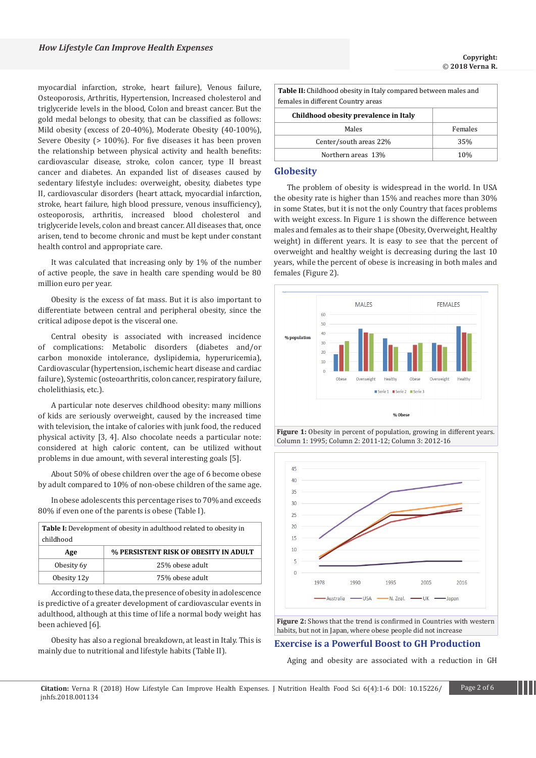myocardial infarction, stroke, heart failure), Venous failure, Osteoporosis, Arthritis, Hypertension, Increased cholesterol and triglyceride levels in the blood, Colon and breast cancer. But the gold medal belongs to obesity, that can be classified as follows: Mild obesity (excess of 20-40%), Moderate Obesity (40-100%), Severe Obesity (> 100%). For five diseases it has been proven the relationship between physical activity and health benefits: cardiovascular disease, stroke, colon cancer, type II breast cancer and diabetes. An expanded list of diseases caused by sedentary lifestyle includes: overweight, obesity, diabetes type II, cardiovascular disorders (heart attack, myocardial infarction, stroke, heart failure, high blood pressure, venous insufficiency), osteoporosis, arthritis, increased blood cholesterol and triglyceride levels, colon and breast cancer. All diseases that, once arisen, tend to become chronic and must be kept under constant health control and appropriate care.

It was calculated that increasing only by 1% of the number of active people, the save in health care spending would be 80 million euro per year.

Obesity is the excess of fat mass. But it is also important to differentiate between central and peripheral obesity, since the critical adipose depot is the visceral one.

Central obesity is associated with increased incidence of complications: Metabolic disorders (diabetes and/or carbon monoxide intolerance, dyslipidemia, hyperuricemia), Cardiovascular (hypertension, ischemic heart disease and cardiac failure), Systemic (osteoarthritis, colon cancer, respiratory failure, cholelithiasis, etc.).

A particular note deserves childhood obesity: many millions of kids are seriously overweight, caused by the increased time with television, the intake of calories with junk food, the reduced physical activity [3, 4]. Also chocolate needs a particular note: considered at high caloric content, can be utilized without problems in due amount, with several interesting goals [5].

About 50% of obese children over the age of 6 become obese by adult compared to 10% of non-obese children of the same age.

In obese adolescents this percentage rises to 70% and exceeds 80% if even one of the parents is obese (Table I).

**Table I:** Development of obesity in adulthood related to obesity in childhood

| Age | % PERSISTENT RISK OF OBESITY IN ADULT |
|---|---|
| Obesity 6y | 25% obese adult |
| Obesity 12y | 75% obese adult |

According to these data, the presence of obesity in adolescence is predictive of a greater development of cardiovascular events in adulthood, although at this time of life a normal body weight has been achieved [6].

Obesity has also a regional breakdown, at least in Italy. This is mainly due to nutritional and lifestyle habits (Table II).

**Table II:** Childhood obesity in Italy compared between males and females in different Country areas

| Childhood obesity prevalence in Italy | |
|---|---|
| Males | Females |
| Center/south areas 22% | 35% |
| Northern areas 13% | 10% |

## Globesity

The problem of obesity is widespread in the world. In USA the obesity rate is higher than 15% and reaches more than 30% in some States, but it is not the only Country that faces problems with weight excess. In Figure 1 is shown the difference between males and females as to their shape (Obesity, Overweight, Healthy weight) in different years. It is easy to see that the percent of overweight and healthy weight is decreasing during the last 10 years, while the percent of obese is increasing in both males and females (Figure 2).

**Figure 1:** Obesity in percent of population, growing in different years. Column 1: 1995; Column 2: 2011-12; Column 3: 2012-16

**Figure 2:** Shows that the trend is confirmed in Countries with western habits, but not in Japan, where obese people did not increase

## Exercise is a Powerful Boost to GH Production

Aging and obesity are associated with a reduction in GH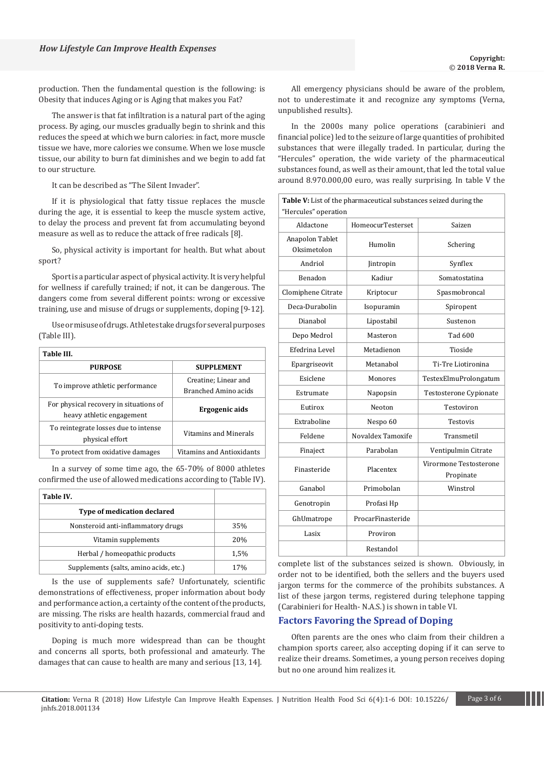production. Then the fundamental question is the following: is Obesity that induces Aging or is Aging that makes you Fat?

The answer is that fat infiltration is a natural part of the aging process. By aging, our muscles gradually begin to shrink and this reduces the speed at which we burn calories: in fact, more muscle tissue we have, more calories we consume. When we lose muscle tissue, our ability to burn fat diminishes and we begin to add fat to our structure.

It can be described as "The Silent Invader".

If it is physiological that fatty tissue replaces the muscle during the age, it is essential to keep the muscle system active, to delay the process and prevent fat from accumulating beyond measure as well as to reduce the attack of free radicals [8].

So, physical activity is important for health. But what about sport?

Sport is a particular aspect of physical activity. It is very helpful for wellness if carefully trained; if not, it can be dangerous. The dangers come from several different points: wrong or excessive training, use and misuse of drugs or supplements, doping [9-12].

Use or misuse of drugs. Athletes take drugs for several purposes (Table III).

**Table III.**

| PURPOSE | SUPPLEMENT |
|---|---|
| To improve athletic performance | Creatine; Linear and Branched Amino acids |
| For physical recovery in situations of heavy athletic engagement | **Ergogenic aids** |
| To reintegrate losses due to intense physical effort | Vitamins and Minerals |
| To protect from oxidative damages | Vitamins and Antioxidants |

In a survey of some time ago, the 65-70% of 8000 athletes confirmed the use of allowed medications according to (Table IV).

**Table IV.**

| Type of medication declared | |
|---|---|
| Nonsteroid anti-inflammatory drugs | 35% |
| Vitamin supplements | 20% |
| Herbal / homeopathic products | 1,5% |
| Supplements (salts, amino acids, etc.) | 17% |

Is the use of supplements safe? Unfortunately, scientific demonstrations of effectiveness, proper information about body and performance action, a certainty of the content of the products, are missing. The risks are health hazards, commercial fraud and positivity to anti-doping tests.

Doping is much more widespread than can be thought and concerns all sports, both professional and amateurly. The damages that can cause to health are many and serious [13, 14].

All emergency physicians should be aware of the problem, not to underestimate it and recognize any symptoms (Verna, unpublished results).

In the 2000s many police operations (carabinieri and financial police) led to the seizure of large quantities of prohibited substances that were illegally traded. In particular, during the "Hercules" operation, the wide variety of the pharmaceutical substances found, as well as their amount, that led the total value around 8.970.000,00 euro, was really surprising. In table V the complete list of the substances seized is shown. Obviously, in order not to be identified, both the sellers and the buyers used jargon terms for the commerce of the prohibits substances. A list of these jargon terms, registered during telephone tapping (Carabinieri for Health- N.A.S.) is shown in table VI.

**Table V:** List of the pharmaceutical substances seized during the "Hercules" operation

| | | |
|---|---|---|
| Aldactone | HomeocurTesterset | Saizen |
| Anapolon Tablet Oksimetolon | Humolin | Schering |
| Andriol | Jintropin | Synflex |
| Benadon | Kadiur | Somatostatina |
| Clomiphene Citrate | Kriptocur | Spasmobroncal |
| Deca-Durabolin | Isopuramin | Spiropent |
| Dianabol | Lipostabil | Sustenon |
| Depo Medrol | Masteron | Tad 600 |
| Efedrina Level | Metadienon | Tioside |
| Epargriseovit | Metanabol | Ti-Tre Liotironina |
| Esiclene | Monores | TestexElmuProlongatum |
| Estrumate | Napopsin | Testosterone Cypionate |
| Eutirox | Neoton | Testoviron |
| Extraboline | Nespo 60 | Testovis |
| Feldene | Novaldex Tamoxife | Transmetil |
| Finaject | Parabolan | Ventipulmin Citrate |
| Finasteride | Placentex | Virormone Testosterone Propinate |
| Ganabol | Primobolan | Winstrol |
| Genotropin | Profasi Hp | |
| GhUmatrope | ProcarFinasteride | |
| Lasix | Proviron | |
| | Restandol | |

## Factors Favoring the Spread of Doping

Often parents are the ones who claim from their children a champion sports career, also accepting doping if it can serve to realize their dreams. Sometimes, a young person receives doping but no one around him realizes it.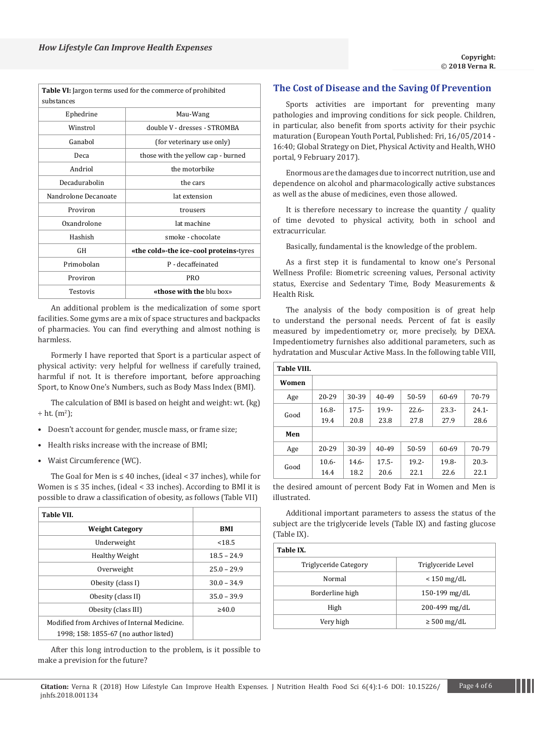| **Table VI:** Jargon terms used for the commerce of prohibited substances | |
|---|---|
| Ephedrine | Mau-Wang |
| Winstrol | double V - dresses - STROMBA |
| Ganabol | (for veterinary use only) |
| Deca | those with the yellow cap - burned |
| Andriol | the motorbike |
| Decadurabolin | the cars |
| Nandrolone Decanoate | lat extension |
| Proviron | trousers |
| Oxandrolone | lat machine |
| Hashish | smoke - chocolate |
| GH | **«the cold»-the ice–cool proteins**-tyres |
| Primobolan | P - decaffeinated |
| Proviron | PRO |
| Testovis | **«those with the** blu box» |

An additional problem is the medicalization of some sport facilities. Some gyms are a mix of space structures and backpacks of pharmacies. You can find everything and almost nothing is harmless.

Formerly I have reported that Sport is a particular aspect of physical activity: very helpful for wellness if carefully trained, harmful if not. It is therefore important, before approaching Sport, to Know One's Numbers, such as Body Mass Index (BMI).

The calculation of BMI is based on height and weight: wt. (kg) ÷ ht. ($m^2$);

- Doesn't account for gender, muscle mass, or frame size;
- Health risks increase with the increase of BMI;
- Waist Circumference (WC).

The Goal for Men is ≤ 40 inches, (ideal < 37 inches), while for Women is ≤ 35 inches, (ideal < 33 inches). According to BMI it is possible to draw a classification of obesity, as follows (Table VII)

| **Table VII.** | |
|---|---|
| **Weight Category** | **BMI** |
| Underweight | <18.5 |
| Healthy Weight | 18.5 – 24.9 |
| Overweight | 25.0 – 29.9 |
| Obesity (class I) | 30.0 – 34.9 |
| Obesity (class II) | 35.0 – 39.9 |
| Obesity (class III) | ≥40.0 |
| Modified from Archives of Internal Medicine. 1998; 158: 1855-67 (no author listed) | |

After this long introduction to the problem, is it possible to make a prevision for the future?

## The Cost of Disease and the Saving 0f Prevention

Sports activities are important for preventing many pathologies and improving conditions for sick people. Children, in particular, also benefit from sports activity for their psychic maturation (European Youth Portal, Published: Fri, 16/05/2014 - 16:40; Global Strategy on Diet, Physical Activity and Health, WHO portal, 9 February 2017).

Enormous are the damages due to incorrect nutrition, use and dependence on alcohol and pharmacologically active substances as well as the abuse of medicines, even those allowed.

It is therefore necessary to increase the quantity / quality of time devoted to physical activity, both in school and extracurricular.

Basically, fundamental is the knowledge of the problem.

As a first step it is fundamental to know one's Personal Wellness Profile: Biometric screening values, Personal activity status, Exercise and Sedentary Time, Body Measurements & Health Risk.

The analysis of the body composition is of great help to understand the personal needs. Percent of fat is easily measured by impedentiometry or, more precisely, by DEXA. Impedentiometry furnishes also additional parameters, such as hydratation and Muscular Active Mass. In the following table VIII, the desired amount of percent Body Fat in Women and Men is illustrated.

| **Table VIII.** | | | | | | |
|---|---|---|---|---|---|---|
| **Women** | | | | | | |
| Age | 20-29 | 30-39 | 40-49 | 50-59 | 60-69 | 70-79 |
| Good | 16.8-19.4 | 17.5-20.8 | 19.9-23.8 | 22.6-27.8 | 23.3-27.9 | 24.1-28.6 |
| **Men** | | | | | | |
| Age | 20-29 | 30-39 | 40-49 | 50-59 | 60-69 | 70-79 |
| Good | 10.6-14.4 | 14.6-18.2 | 17.5-20.6 | 19.2-22.1 | 19.8-22.6 | 20.3-22.1 |

Additional important parameters to assess the status of the subject are the triglyceride levels (Table IX) and fasting glucose (Table IX).

| **Table IX.** | |
|---|---|
| Triglyceride Category | Triglyceride Level |
| Normal | < 150 mg/dL |
| Borderline high | 150-199 mg/dL |
| High | 200-499 mg/dL |
| Very high | ≥ 500 mg/dL |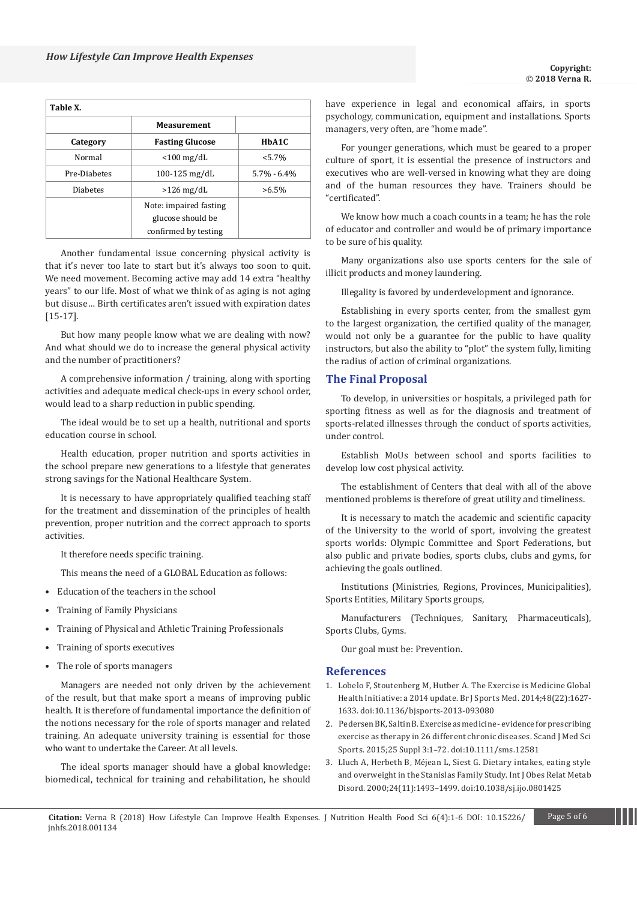**Table X.**

| | Measurement | |
|---|---|---|
| **Category** | **Fasting Glucose** | **HbA1C** |
| Normal | <100 mg/dL | <5.7% |
| Pre-Diabetes | 100-125 mg/dL | 5.7% - 6.4% |
| Diabetes | >126 mg/dL | >6.5% |
| | Note: impaired fasting glucose should be confirmed by testing | |

Another fundamental issue concerning physical activity is that it's never too late to start but it's always too soon to quit. We need movement. Becoming active may add 14 extra "healthy years" to our life. Most of what we think of as aging is not aging but disuse… Birth certificates aren't issued with expiration dates [15-17].

But how many people know what we are dealing with now? And what should we do to increase the general physical activity and the number of practitioners?

A comprehensive information / training, along with sporting activities and adequate medical check-ups in every school order, would lead to a sharp reduction in public spending.

The ideal would be to set up a health, nutritional and sports education course in school.

Health education, proper nutrition and sports activities in the school prepare new generations to a lifestyle that generates strong savings for the National Healthcare System.

It is necessary to have appropriately qualified teaching staff for the treatment and dissemination of the principles of health prevention, proper nutrition and the correct approach to sports activities.

It therefore needs specific training.

This means the need of a GLOBAL Education as follows:

- Education of the teachers in the school
- Training of Family Physicians
- Training of Physical and Athletic Training Professionals
- Training of sports executives
- The role of sports managers

Managers are needed not only driven by the achievement of the result, but that make sport a means of improving public health. It is therefore of fundamental importance the definition of the notions necessary for the role of sports manager and related training. An adequate university training is essential for those who want to undertake the Career. At all levels.

The ideal sports manager should have a global knowledge: biomedical, technical for training and rehabilitation, he should have experience in legal and economical affairs, in sports psychology, communication, equipment and installations. Sports managers, very often, are "home made".

For younger generations, which must be geared to a proper culture of sport, it is essential the presence of instructors and executives who are well-versed in knowing what they are doing and of the human resources they have. Trainers should be "certificated".

We know how much a coach counts in a team; he has the role of educator and controller and would be of primary importance to be sure of his quality.

Many organizations also use sports centers for the sale of illicit products and money laundering.

Illegality is favored by underdevelopment and ignorance.

Establishing in every sports center, from the smallest gym to the largest organization, the certified quality of the manager, would not only be a guarantee for the public to have quality instructors, but also the ability to "plot" the system fully, limiting the radius of action of criminal organizations.

## The Final Proposal

To develop, in universities or hospitals, a privileged path for sporting fitness as well as for the diagnosis and treatment of sports-related illnesses through the conduct of sports activities, under control.

Establish MoUs between school and sports facilities to develop low cost physical activity.

The establishment of Centers that deal with all of the above mentioned problems is therefore of great utility and timeliness.

It is necessary to match the academic and scientific capacity of the University to the world of sport, involving the greatest sports worlds: Olympic Committee and Sport Federations, but also public and private bodies, sports clubs, clubs and gyms, for achieving the goals outlined.

Institutions (Ministries, Regions, Provinces, Municipalities), Sports Entities, Military Sports groups,

Manufacturers (Techniques, Sanitary, Pharmaceuticals), Sports Clubs, Gyms.

Our goal must be: Prevention.

## References

1. Lobelo F, Stoutenberg M, Hutber A. The Exercise is Medicine Global Health Initiative: a 2014 update. Br J Sports Med. 2014;48(22):1627-1633. doi:10.1136/bjsports-2013-093080
2. Pedersen BK, Saltin B. Exercise as medicine - evidence for prescribing exercise as therapy in 26 different chronic diseases. Scand J Med Sci Sports. 2015;25 Suppl 3:1–72. doi:10.1111/sms.12581
3. Lluch A, Herbeth B, Méjean L, Siest G. Dietary intakes, eating style and overweight in the Stanislas Family Study. Int J Obes Relat Metab Disord. 2000;24(11):1493–1499. doi:10.1038/sj.ijo.0801425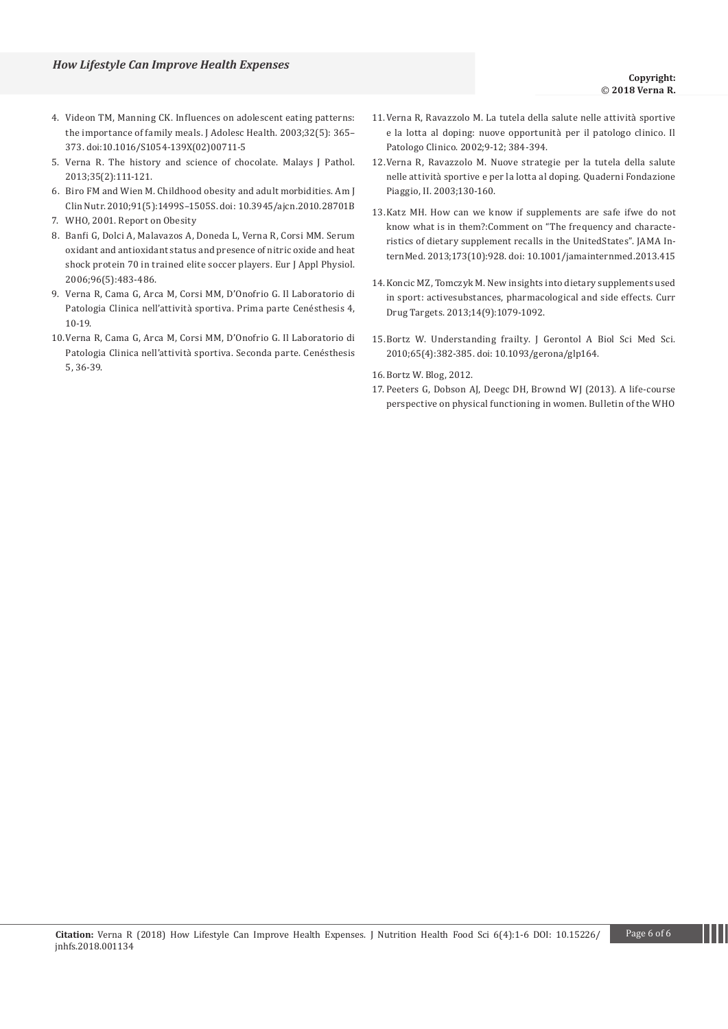4. Videon TM, Manning CK. Influences on adolescent eating patterns: the importance of family meals. J Adolesc Health. 2003;32(5): 365–373. doi:10.1016/S1054-139X(02)00711-5
5. Verna R. The history and science of chocolate. Malays J Pathol. 2013;35(2):111-121.
6. Biro FM and Wien M. Childhood obesity and adult morbidities. Am J Clin Nutr. 2010;91(5):1499S–1505S. doi: 10.3945/ajcn.2010.28701B
7. WHO, 2001. Report on Obesity
8. Banfi G, Dolci A, Malavazos A, Doneda L, Verna R, Corsi MM. Serum oxidant and antioxidant status and presence of nitric oxide and heat shock protein 70 in trained elite soccer players. Eur J Appl Physiol. 2006;96(5):483-486.
9. Verna R, Cama G, Arca M, Corsi MM, D'Onofrio G. Il Laboratorio di Patologia Clinica nell'attività sportiva. Prima parte Cenésthesis 4, 10-19.
10. Verna R, Cama G, Arca M, Corsi MM, D'Onofrio G. Il Laboratorio di Patologia Clinica nell'attività sportiva. Seconda parte. Cenésthesis 5, 36-39.
11. Verna R, Ravazzolo M. La tutela della salute nelle attività sportive e la lotta al doping: nuove opportunità per il patologo clinico. Il Patologo Clinico. 2002;9-12; 384-394.
12. Verna R, Ravazzolo M. Nuove strategie per la tutela della salute nelle attività sportive e per la lotta al doping. Quaderni Fondazione Piaggio, II. 2003;130-160.
13. Katz MH. How can we know if supplements are safe ifwe do not know what is in them?:Comment on "The frequency and characteristics of dietary supplement recalls in the UnitedStates". JAMA InternMed. 2013;173(10):928. doi: 10.1001/jamainternmed.2013.415
14. Koncic MZ, Tomczyk M. New insights into dietary supplements used in sport: activesubstances, pharmacological and side effects. Curr Drug Targets. 2013;14(9):1079-1092.
15. Bortz W. Understanding frailty. J Gerontol A Biol Sci Med Sci. 2010;65(4):382-385. doi: 10.1093/gerona/glp164.
16. Bortz W. Blog, 2012.
17. Peeters G, Dobson AJ, Deegc DH, Brownd WJ (2013). A life-course perspective on physical functioning in women. Bulletin of the WHO